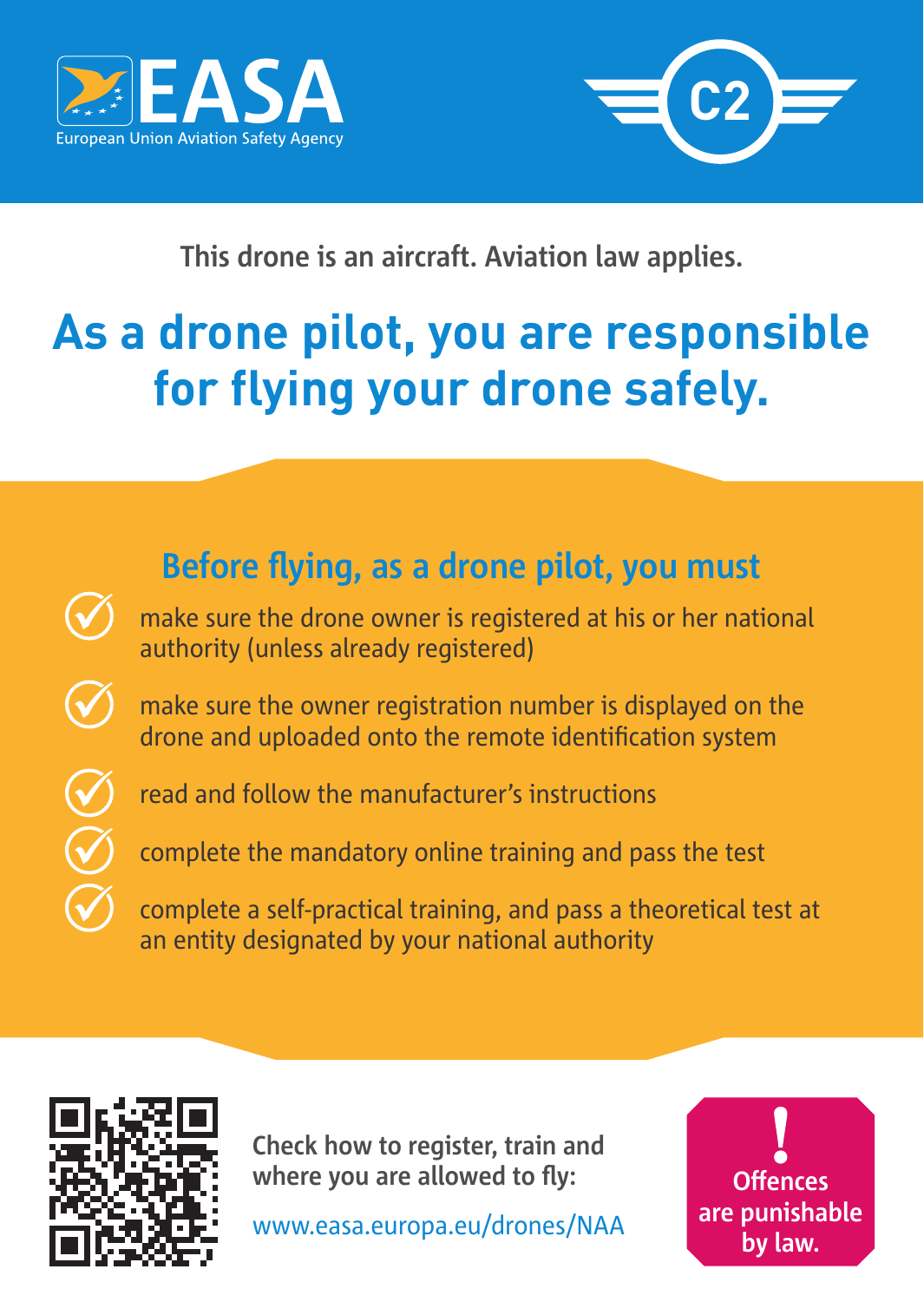EASA
European Union Aviation Safety Agency

C2

This drone is an aircraft. Aviation law applies.

# As a drone pilot, you are responsible for flying your drone safely.

## Before flying, as a drone pilot, you must

- make sure the drone owner is registered at his or her national authority (unless already registered)
- make sure the owner registration number is displayed on the drone and uploaded onto the remote identification system
- read and follow the manufacturer's instructions
- complete the mandatory online training and pass the test
- complete a self-practical training, and pass a theoretical test at an entity designated by your national authority

**Check how to register, train and where you are allowed to fly:**

www.easa.europa.eu/drones/NAA

**! Offences are punishable by law.**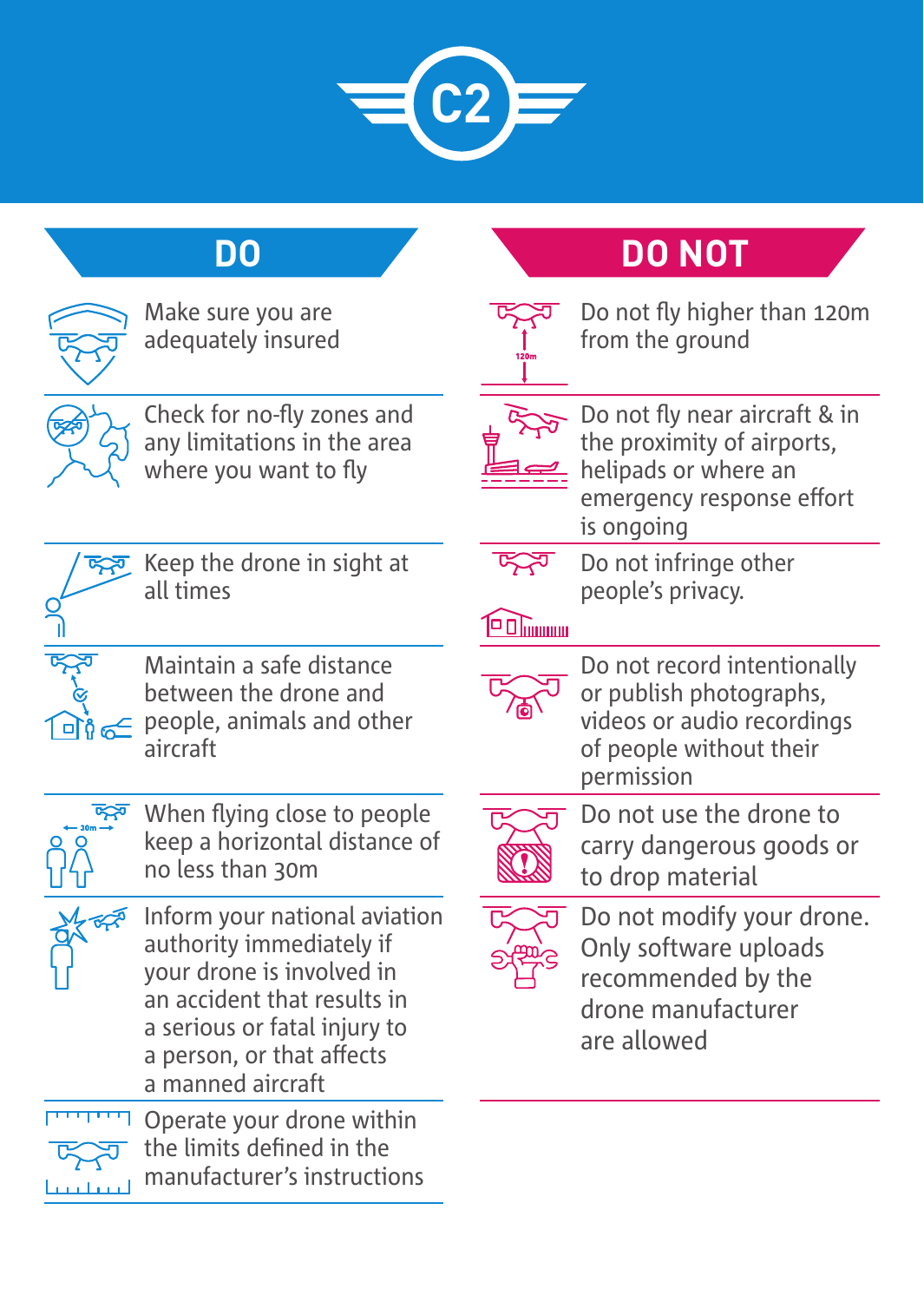# C2

## DO

- Make sure you are adequately insured
- Check for no-fly zones and any limitations in the area where you want to fly
- Keep the drone in sight at all times
- Maintain a safe distance between the drone and people, animals and other aircraft
- When flying close to people keep a horizontal distance of no less than 30m
- Inform your national aviation authority immediately if your drone is involved in an accident that results in a serious or fatal injury to a person, or that affects a manned aircraft
- Operate your drone within the limits defined in the manufacturer's instructions

## DO NOT

- Do not fly higher than 120m from the ground
- Do not fly near aircraft & in the proximity of airports, helipads or where an emergency response effort is ongoing
- Do not infringe other people's privacy.
- Do not record intentionally or publish photographs, videos or audio recordings of people without their permission
- Do not use the drone to carry dangerous goods or to drop material
- Do not modify your drone. Only software uploads recommended by the drone manufacturer are allowed